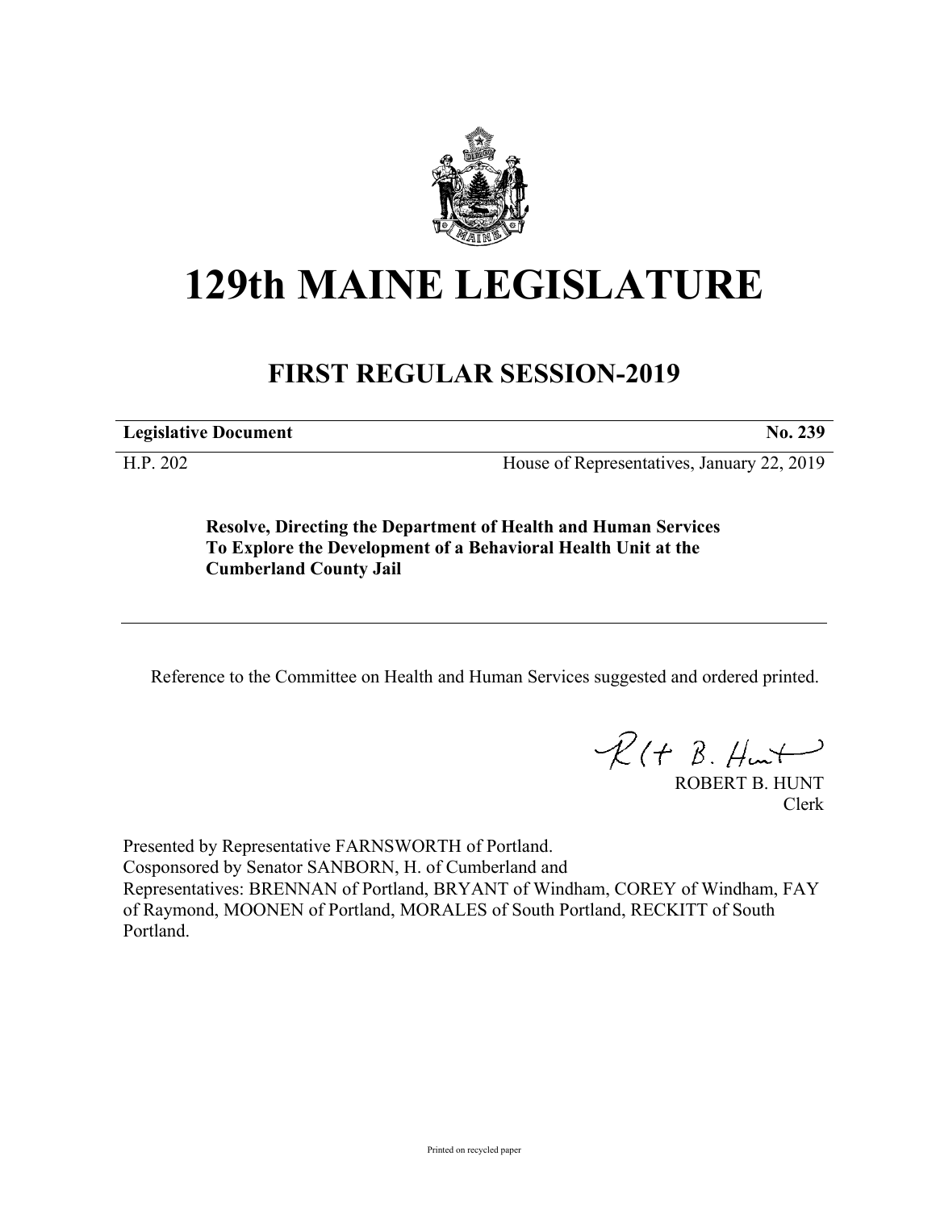# 129th MAINE LEGISLATURE

## FIRST REGULAR SESSION-2019

| **Legislative Document** | **No. 239** |
|---|---|
| H.P. 202 | House of Representatives, January 22, 2019 |

**Resolve, Directing the Department of Health and Human Services To Explore the Development of a Behavioral Health Unit at the Cumberland County Jail**

---

Reference to the Committee on Health and Human Services suggested and ordered printed.

ROBERT B. HUNT
Clerk

Presented by Representative FARNSWORTH of Portland.
Cosponsored by Senator SANBORN, H. of Cumberland and
Representatives: BRENNAN of Portland, BRYANT of Windham, COREY of Windham, FAY of Raymond, MOONEN of Portland, MORALES of South Portland, RECKITT of South Portland.

Printed on recycled paper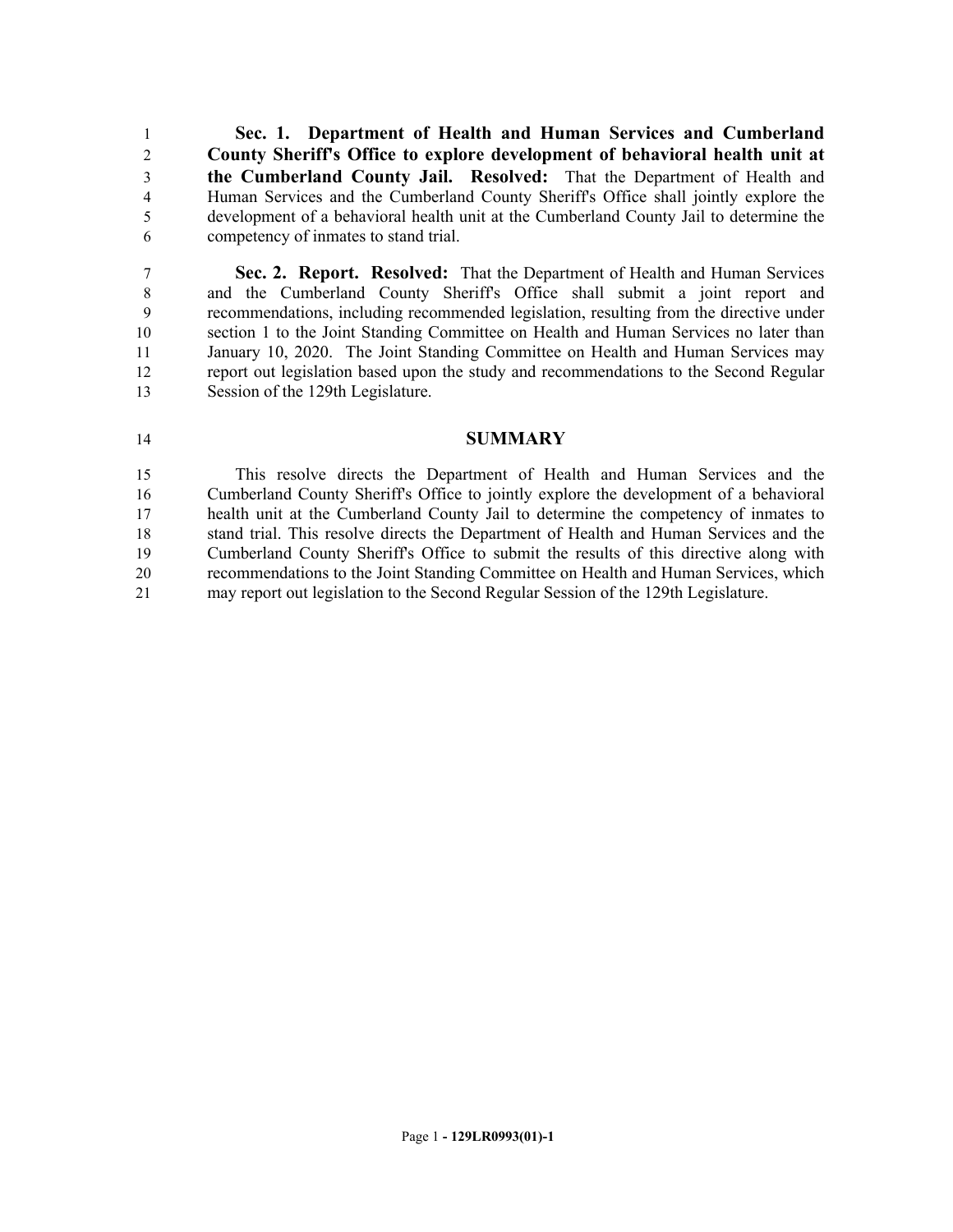**Sec. 1. Department of Health and Human Services and Cumberland County Sheriff's Office to explore development of behavioral health unit at the Cumberland County Jail. Resolved:** That the Department of Health and Human Services and the Cumberland County Sheriff's Office shall jointly explore the development of a behavioral health unit at the Cumberland County Jail to determine the competency of inmates to stand trial.

**Sec. 2. Report. Resolved:** That the Department of Health and Human Services and the Cumberland County Sheriff's Office shall submit a joint report and recommendations, including recommended legislation, resulting from the directive under section 1 to the Joint Standing Committee on Health and Human Services no later than January 10, 2020. The Joint Standing Committee on Health and Human Services may report out legislation based upon the study and recommendations to the Second Regular Session of the 129th Legislature.

## SUMMARY

This resolve directs the Department of Health and Human Services and the Cumberland County Sheriff's Office to jointly explore the development of a behavioral health unit at the Cumberland County Jail to determine the competency of inmates to stand trial. This resolve directs the Department of Health and Human Services and the Cumberland County Sheriff's Office to submit the results of this directive along with recommendations to the Joint Standing Committee on Health and Human Services, which may report out legislation to the Second Regular Session of the 129th Legislature.